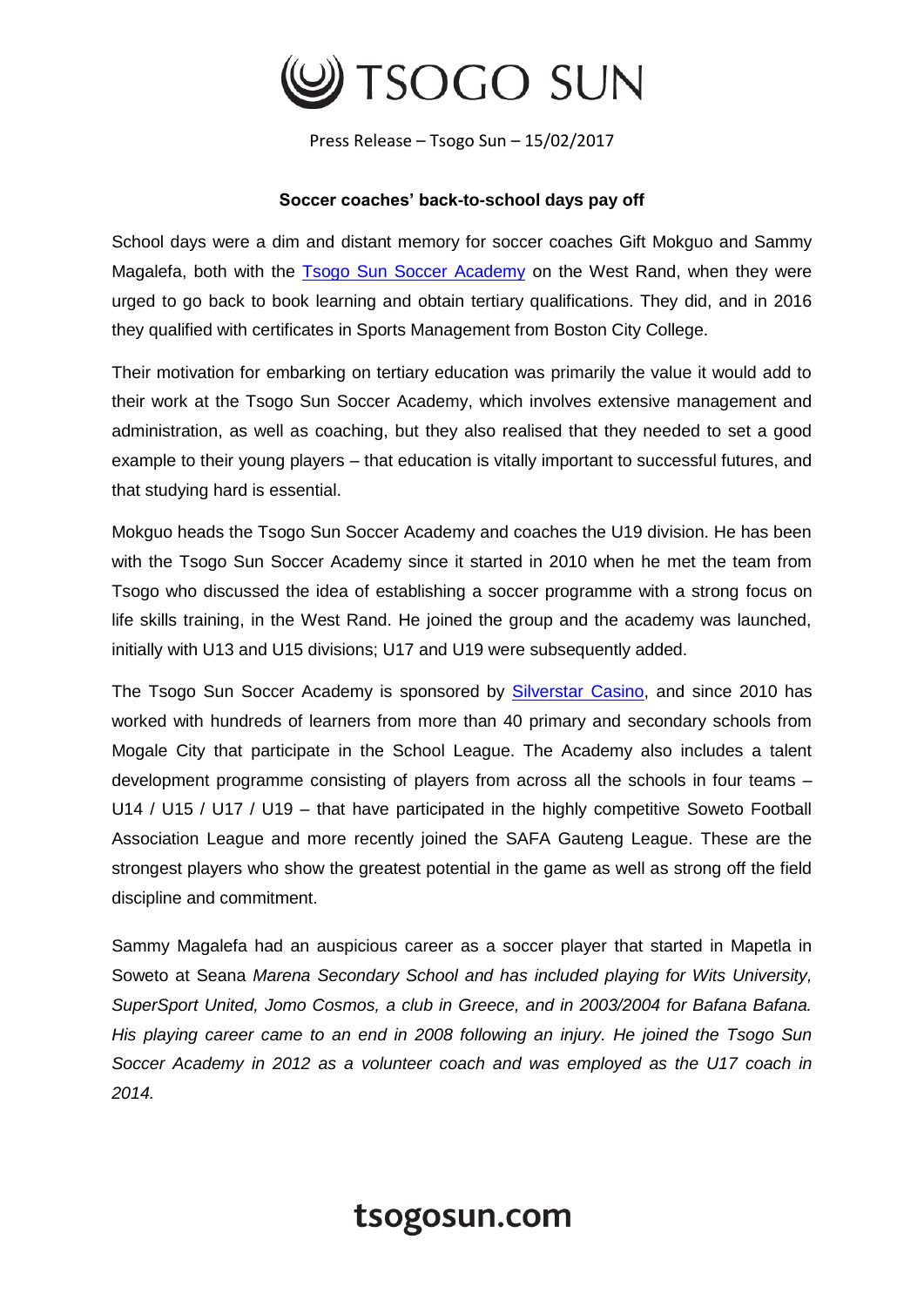# TSOGO SUN

Press Release – Tsogo Sun – 15/02/2017

**Soccer coaches' back-to-school days pay off**

School days were a dim and distant memory for soccer coaches Gift Mokguo and Sammy Magalefa, both with the Tsogo Sun Soccer Academy on the West Rand, when they were urged to go back to book learning and obtain tertiary qualifications. They did, and in 2016 they qualified with certificates in Sports Management from Boston City College.

Their motivation for embarking on tertiary education was primarily the value it would add to their work at the Tsogo Sun Soccer Academy, which involves extensive management and administration, as well as coaching, but they also realised that they needed to set a good example to their young players – that education is vitally important to successful futures, and that studying hard is essential.

Mokguo heads the Tsogo Sun Soccer Academy and coaches the U19 division. He has been with the Tsogo Sun Soccer Academy since it started in 2010 when he met the team from Tsogo who discussed the idea of establishing a soccer programme with a strong focus on life skills training, in the West Rand. He joined the group and the academy was launched, initially with U13 and U15 divisions; U17 and U19 were subsequently added.

The Tsogo Sun Soccer Academy is sponsored by Silverstar Casino, and since 2010 has worked with hundreds of learners from more than 40 primary and secondary schools from Mogale City that participate in the School League. The Academy also includes a talent development programme consisting of players from across all the schools in four teams – U14 / U15 / U17 / U19 – that have participated in the highly competitive Soweto Football Association League and more recently joined the SAFA Gauteng League. These are the strongest players who show the greatest potential in the game as well as strong off the field discipline and commitment.

Sammy Magalefa had an auspicious career as a soccer player that started in Mapetla in Soweto at Seana *Marena Secondary School and has included playing for Wits University, SuperSport United, Jomo Cosmos, a club in Greece, and in 2003/2004 for Bafana Bafana. His playing career came to an end in 2008 following an injury. He joined the Tsogo Sun Soccer Academy in 2012 as a volunteer coach and was employed as the U17 coach in 2014.*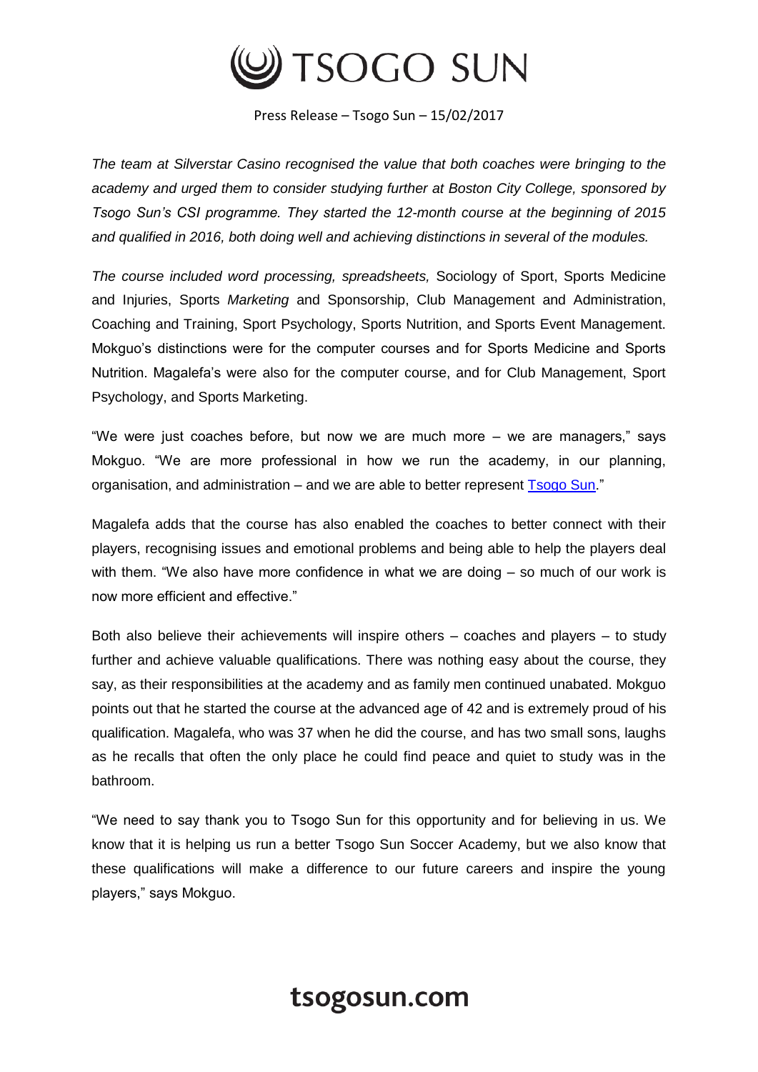*The team at Silverstar Casino recognised the value that both coaches were bringing to the academy and urged them to consider studying further at Boston City College, sponsored by Tsogo Sun's CSI programme. They started the 12-month course at the beginning of 2015 and qualified in 2016, both doing well and achieving distinctions in several of the modules.*

*The course included word processing, spreadsheets,* Sociology of Sport, Sports Medicine and Injuries, Sports *Marketing* and Sponsorship, Club Management and Administration, Coaching and Training, Sport Psychology, Sports Nutrition, and Sports Event Management. Mokguo's distinctions were for the computer courses and for Sports Medicine and Sports Nutrition. Magalefa's were also for the computer course, and for Club Management, Sport Psychology, and Sports Marketing.

"We were just coaches before, but now we are much more – we are managers," says Mokguo. "We are more professional in how we run the academy, in our planning, organisation, and administration – and we are able to better represent [Tsogo Sun]."

Magalefa adds that the course has also enabled the coaches to better connect with their players, recognising issues and emotional problems and being able to help the players deal with them. "We also have more confidence in what we are doing – so much of our work is now more efficient and effective."

Both also believe their achievements will inspire others – coaches and players – to study further and achieve valuable qualifications. There was nothing easy about the course, they say, as their responsibilities at the academy and as family men continued unabated. Mokguo points out that he started the course at the advanced age of 42 and is extremely proud of his qualification. Magalefa, who was 37 when he did the course, and has two small sons, laughs as he recalls that often the only place he could find peace and quiet to study was in the bathroom.

"We need to say thank you to Tsogo Sun for this opportunity and for believing in us. We know that it is helping us run a better Tsogo Sun Soccer Academy, but we also know that these qualifications will make a difference to our future careers and inspire the young players," says Mokguo.